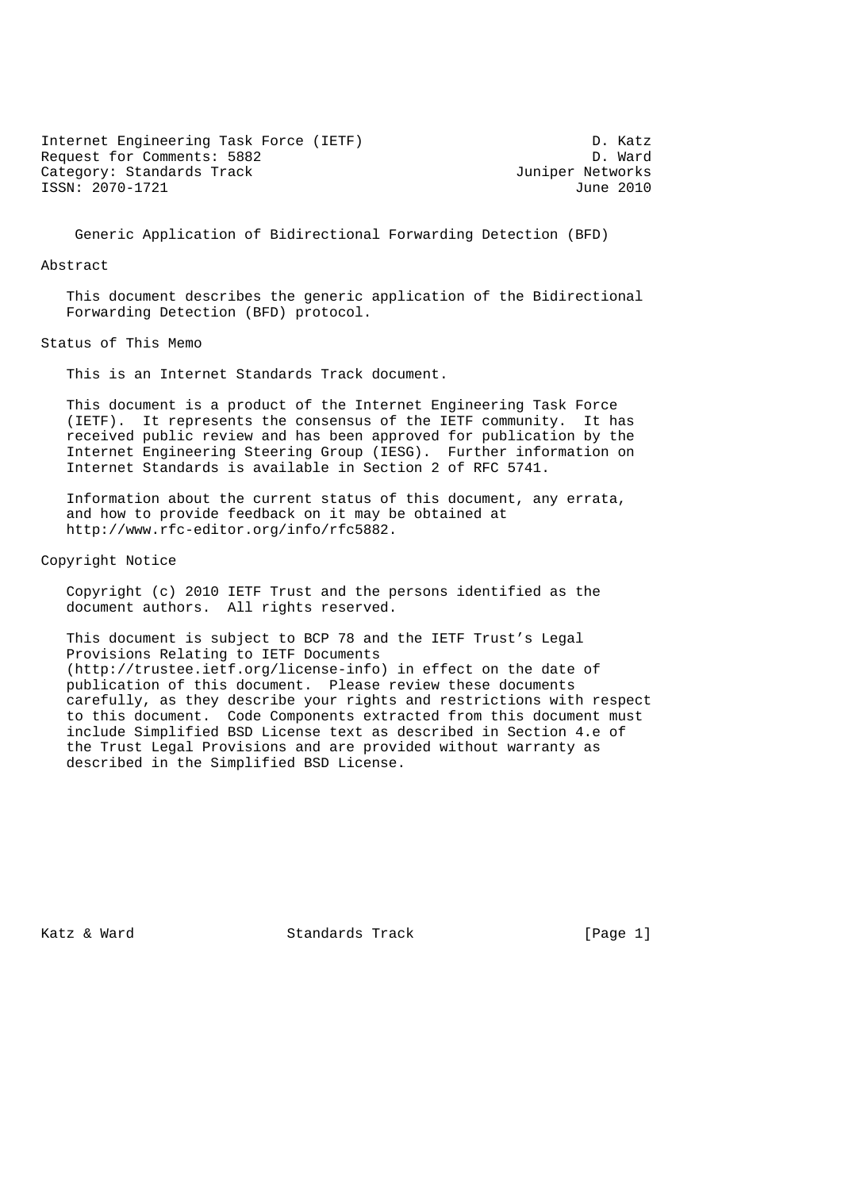Internet Engineering Task Force (IETF)                           D. Katz
Request for Comments: 5882                                       D. Ward
Category: Standards Track                               Juniper Networks
ISSN: 2070-1721                                                June 2010

# Generic Application of Bidirectional Forwarding Detection (BFD)

## Abstract

This document describes the generic application of the Bidirectional Forwarding Detection (BFD) protocol.

## Status of This Memo

This is an Internet Standards Track document.

This document is a product of the Internet Engineering Task Force (IETF). It represents the consensus of the IETF community. It has received public review and has been approved for publication by the Internet Engineering Steering Group (IESG). Further information on Internet Standards is available in Section 2 of RFC 5741.

Information about the current status of this document, any errata, and how to provide feedback on it may be obtained at http://www.rfc-editor.org/info/rfc5882.

## Copyright Notice

Copyright (c) 2010 IETF Trust and the persons identified as the document authors. All rights reserved.

This document is subject to BCP 78 and the IETF Trust's Legal Provisions Relating to IETF Documents (http://trustee.ietf.org/license-info) in effect on the date of publication of this document. Please review these documents carefully, as they describe your rights and restrictions with respect to this document. Code Components extracted from this document must include Simplified BSD License text as described in Section 4.e of the Trust Legal Provisions and are provided without warranty as described in the Simplified BSD License.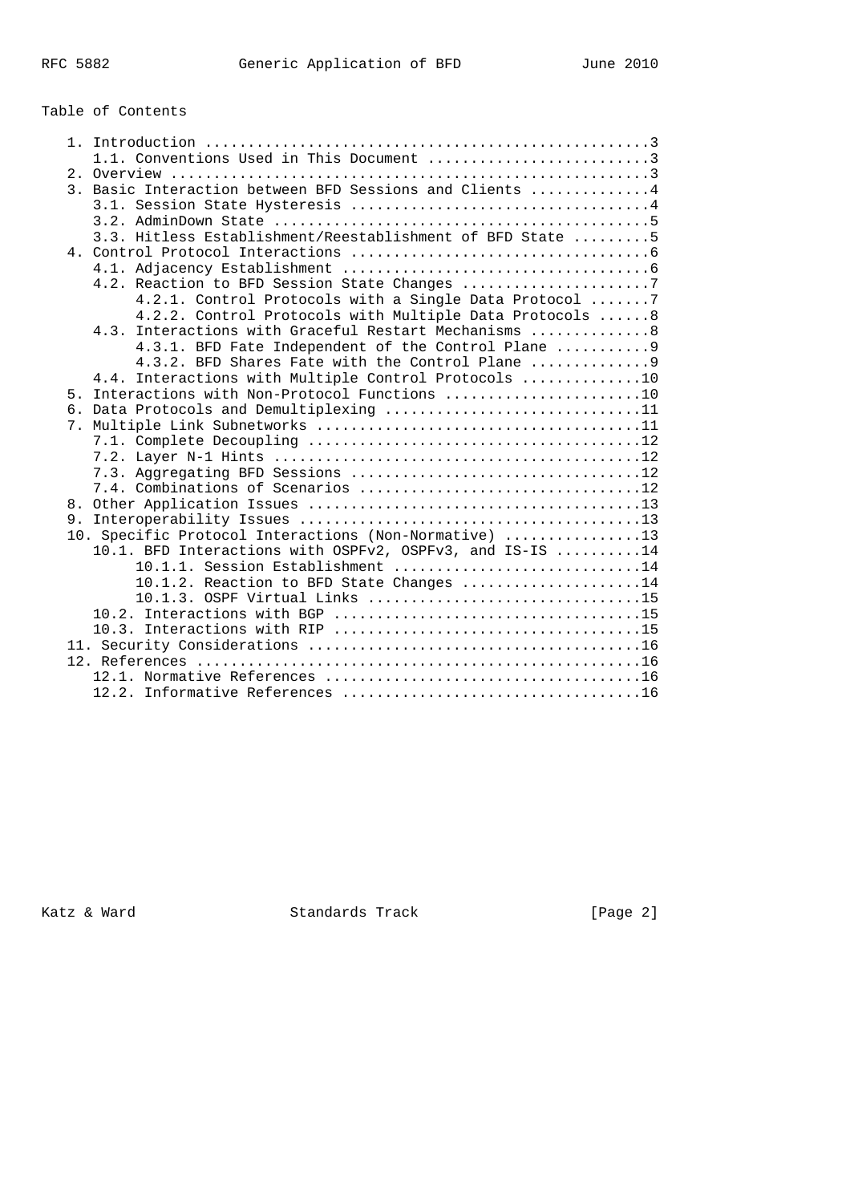Table of Contents

```
   1. Introduction ....................................................3
      1.1. Conventions Used in This Document ..........................3
   2. Overview ........................................................3
   3. Basic Interaction between BFD Sessions and Clients ..............4
      3.1. Session State Hysteresis ...................................4
      3.2. AdminDown State ............................................5
      3.3. Hitless Establishment/Reestablishment of BFD State .........5
   4. Control Protocol Interactions ...................................6
      4.1. Adjacency Establishment ....................................6
      4.2. Reaction to BFD Session State Changes ......................7
           4.2.1. Control Protocols with a Single Data Protocol .......7
           4.2.2. Control Protocols with Multiple Data Protocols ......8
      4.3. Interactions with Graceful Restart Mechanisms ..............8
           4.3.1. BFD Fate Independent of the Control Plane ...........9
           4.3.2. BFD Shares Fate with the Control Plane ..............9
      4.4. Interactions with Multiple Control Protocols ..............10
   5. Interactions with Non-Protocol Functions .......................10
   6. Data Protocols and Demultiplexing ..............................11
   7. Multiple Link Subnetworks ......................................11
      7.1. Complete Decoupling .......................................12
      7.2. Layer N-1 Hints ...........................................12
      7.3. Aggregating BFD Sessions ..................................12
      7.4. Combinations of Scenarios .................................12
   8. Other Application Issues .......................................13
   9. Interoperability Issues ........................................13
   10. Specific Protocol Interactions (Non-Normative) ................13
      10.1. BFD Interactions with OSPFv2, OSPFv3, and IS-IS ..........14
           10.1.1. Session Establishment .............................14
           10.1.2. Reaction to BFD State Changes .....................14
           10.1.3. OSPF Virtual Links ................................15
      10.2. Interactions with BGP ....................................15
      10.3. Interactions with RIP ....................................15
   11. Security Considerations .......................................16
   12. References ....................................................16
      12.1. Normative References .....................................16
      12.2. Informative References ...................................16
```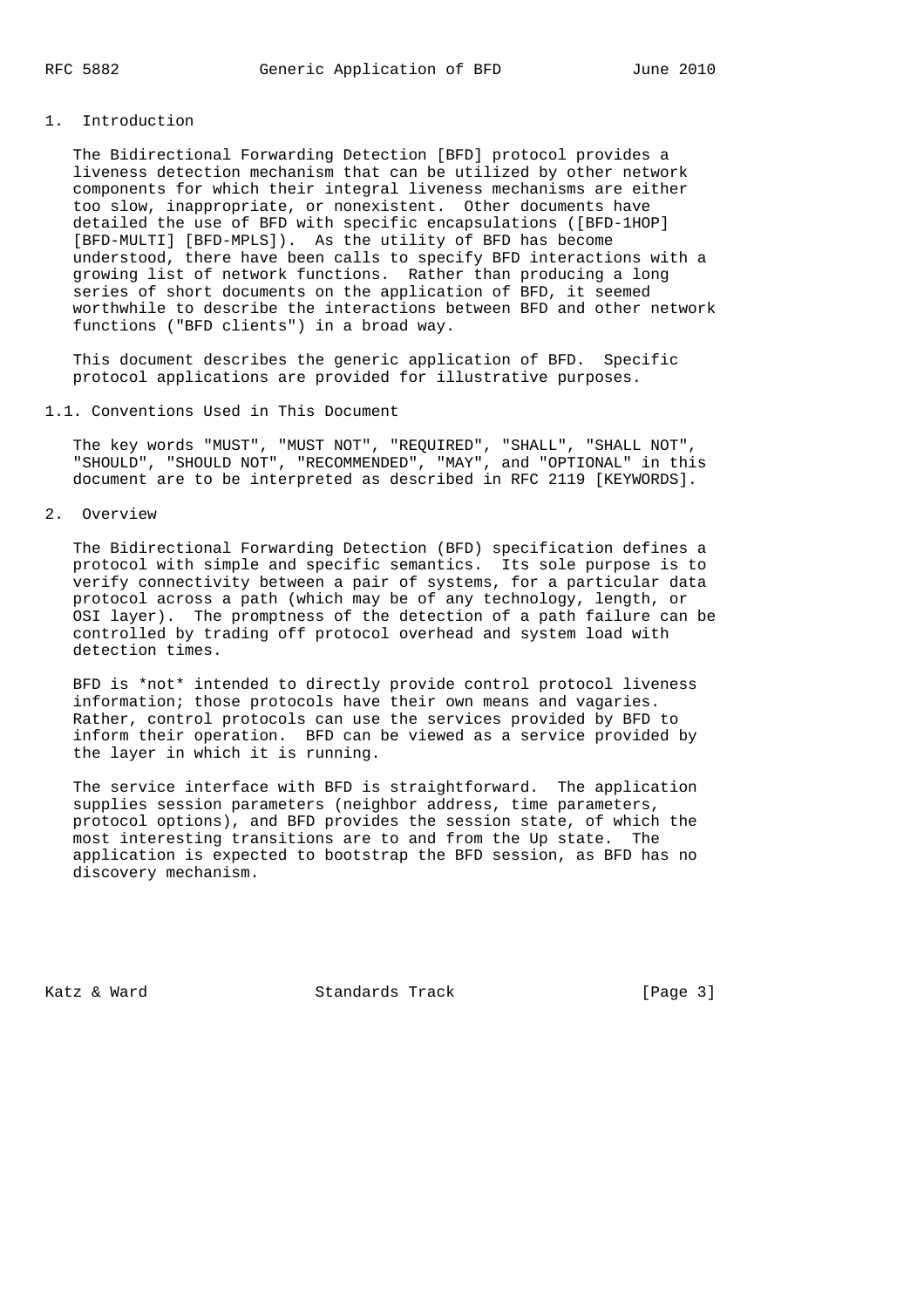# 1. Introduction

The Bidirectional Forwarding Detection [BFD] protocol provides a liveness detection mechanism that can be utilized by other network components for which their integral liveness mechanisms are either too slow, inappropriate, or nonexistent. Other documents have detailed the use of BFD with specific encapsulations ([BFD-1HOP] [BFD-MULTI] [BFD-MPLS]). As the utility of BFD has become understood, there have been calls to specify BFD interactions with a growing list of network functions. Rather than producing a long series of short documents on the application of BFD, it seemed worthwhile to describe the interactions between BFD and other network functions ("BFD clients") in a broad way.

This document describes the generic application of BFD. Specific protocol applications are provided for illustrative purposes.

## 1.1. Conventions Used in This Document

The key words "MUST", "MUST NOT", "REQUIRED", "SHALL", "SHALL NOT", "SHOULD", "SHOULD NOT", "RECOMMENDED", "MAY", and "OPTIONAL" in this document are to be interpreted as described in RFC 2119 [KEYWORDS].

# 2. Overview

The Bidirectional Forwarding Detection (BFD) specification defines a protocol with simple and specific semantics. Its sole purpose is to verify connectivity between a pair of systems, for a particular data protocol across a path (which may be of any technology, length, or OSI layer). The promptness of the detection of a path failure can be controlled by trading off protocol overhead and system load with detection times.

BFD is *not* intended to directly provide control protocol liveness information; those protocols have their own means and vagaries. Rather, control protocols can use the services provided by BFD to inform their operation. BFD can be viewed as a service provided by the layer in which it is running.

The service interface with BFD is straightforward. The application supplies session parameters (neighbor address, time parameters, protocol options), and BFD provides the session state, of which the most interesting transitions are to and from the Up state. The application is expected to bootstrap the BFD session, as BFD has no discovery mechanism.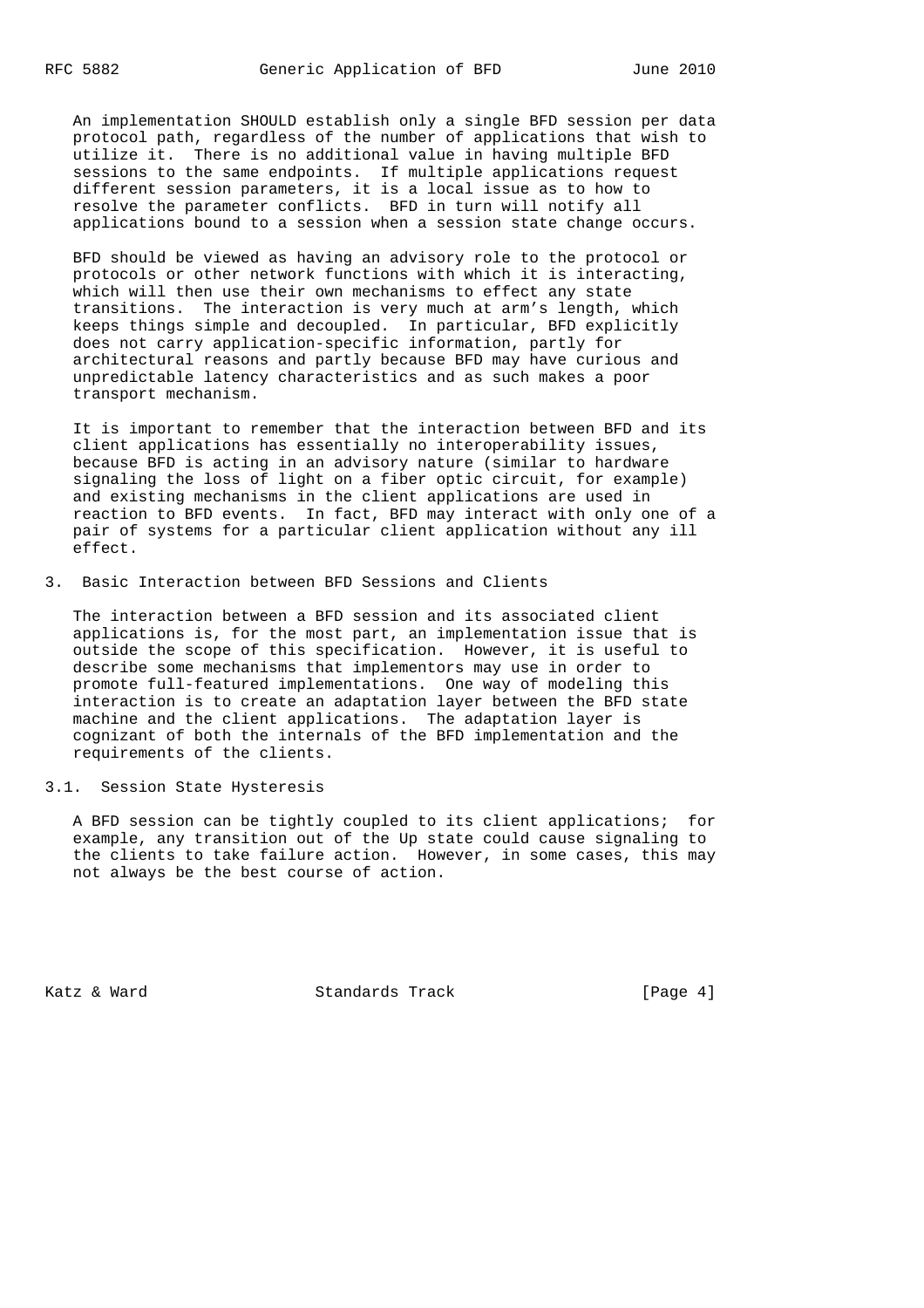An implementation SHOULD establish only a single BFD session per data protocol path, regardless of the number of applications that wish to utilize it. There is no additional value in having multiple BFD sessions to the same endpoints. If multiple applications request different session parameters, it is a local issue as to how to resolve the parameter conflicts. BFD in turn will notify all applications bound to a session when a session state change occurs.

BFD should be viewed as having an advisory role to the protocol or protocols or other network functions with which it is interacting, which will then use their own mechanisms to effect any state transitions. The interaction is very much at arm's length, which keeps things simple and decoupled. In particular, BFD explicitly does not carry application-specific information, partly for architectural reasons and partly because BFD may have curious and unpredictable latency characteristics and as such makes a poor transport mechanism.

It is important to remember that the interaction between BFD and its client applications has essentially no interoperability issues, because BFD is acting in an advisory nature (similar to hardware signaling the loss of light on a fiber optic circuit, for example) and existing mechanisms in the client applications are used in reaction to BFD events. In fact, BFD may interact with only one of a pair of systems for a particular client application without any ill effect.

## 3. Basic Interaction between BFD Sessions and Clients

The interaction between a BFD session and its associated client applications is, for the most part, an implementation issue that is outside the scope of this specification. However, it is useful to describe some mechanisms that implementors may use in order to promote full-featured implementations. One way of modeling this interaction is to create an adaptation layer between the BFD state machine and the client applications. The adaptation layer is cognizant of both the internals of the BFD implementation and the requirements of the clients.

### 3.1. Session State Hysteresis

A BFD session can be tightly coupled to its client applications; for example, any transition out of the Up state could cause signaling to the clients to take failure action. However, in some cases, this may not always be the best course of action.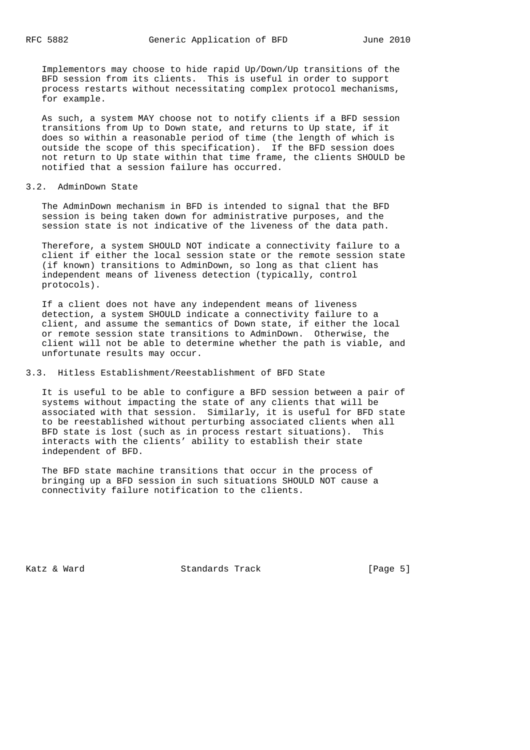Implementors may choose to hide rapid Up/Down/Up transitions of the BFD session from its clients. This is useful in order to support process restarts without necessitating complex protocol mechanisms, for example.

As such, a system MAY choose not to notify clients if a BFD session transitions from Up to Down state, and returns to Up state, if it does so within a reasonable period of time (the length of which is outside the scope of this specification). If the BFD session does not return to Up state within that time frame, the clients SHOULD be notified that a session failure has occurred.

## 3.2. AdminDown State

The AdminDown mechanism in BFD is intended to signal that the BFD session is being taken down for administrative purposes, and the session state is not indicative of the liveness of the data path.

Therefore, a system SHOULD NOT indicate a connectivity failure to a client if either the local session state or the remote session state (if known) transitions to AdminDown, so long as that client has independent means of liveness detection (typically, control protocols).

If a client does not have any independent means of liveness detection, a system SHOULD indicate a connectivity failure to a client, and assume the semantics of Down state, if either the local or remote session state transitions to AdminDown. Otherwise, the client will not be able to determine whether the path is viable, and unfortunate results may occur.

## 3.3. Hitless Establishment/Reestablishment of BFD State

It is useful to be able to configure a BFD session between a pair of systems without impacting the state of any clients that will be associated with that session. Similarly, it is useful for BFD state to be reestablished without perturbing associated clients when all BFD state is lost (such as in process restart situations). This interacts with the clients' ability to establish their state independent of BFD.

The BFD state machine transitions that occur in the process of bringing up a BFD session in such situations SHOULD NOT cause a connectivity failure notification to the clients.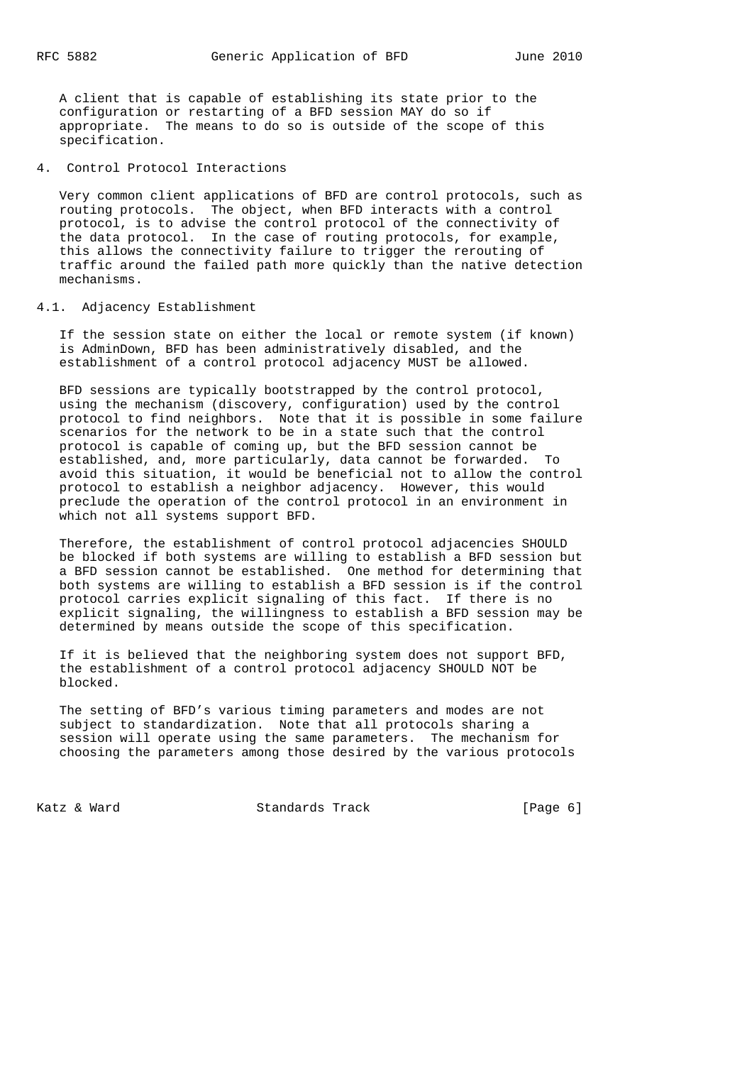A client that is capable of establishing its state prior to the configuration or restarting of a BFD session MAY do so if appropriate. The means to do so is outside of the scope of this specification.

## 4. Control Protocol Interactions

Very common client applications of BFD are control protocols, such as routing protocols. The object, when BFD interacts with a control protocol, is to advise the control protocol of the connectivity of the data protocol. In the case of routing protocols, for example, this allows the connectivity failure to trigger the rerouting of traffic around the failed path more quickly than the native detection mechanisms.

### 4.1. Adjacency Establishment

If the session state on either the local or remote system (if known) is AdminDown, BFD has been administratively disabled, and the establishment of a control protocol adjacency MUST be allowed.

BFD sessions are typically bootstrapped by the control protocol, using the mechanism (discovery, configuration) used by the control protocol to find neighbors. Note that it is possible in some failure scenarios for the network to be in a state such that the control protocol is capable of coming up, but the BFD session cannot be established, and, more particularly, data cannot be forwarded. To avoid this situation, it would be beneficial not to allow the control protocol to establish a neighbor adjacency. However, this would preclude the operation of the control protocol in an environment in which not all systems support BFD.

Therefore, the establishment of control protocol adjacencies SHOULD be blocked if both systems are willing to establish a BFD session but a BFD session cannot be established. One method for determining that both systems are willing to establish a BFD session is if the control protocol carries explicit signaling of this fact. If there is no explicit signaling, the willingness to establish a BFD session may be determined by means outside the scope of this specification.

If it is believed that the neighboring system does not support BFD, the establishment of a control protocol adjacency SHOULD NOT be blocked.

The setting of BFD's various timing parameters and modes are not subject to standardization. Note that all protocols sharing a session will operate using the same parameters. The mechanism for choosing the parameters among those desired by the various protocols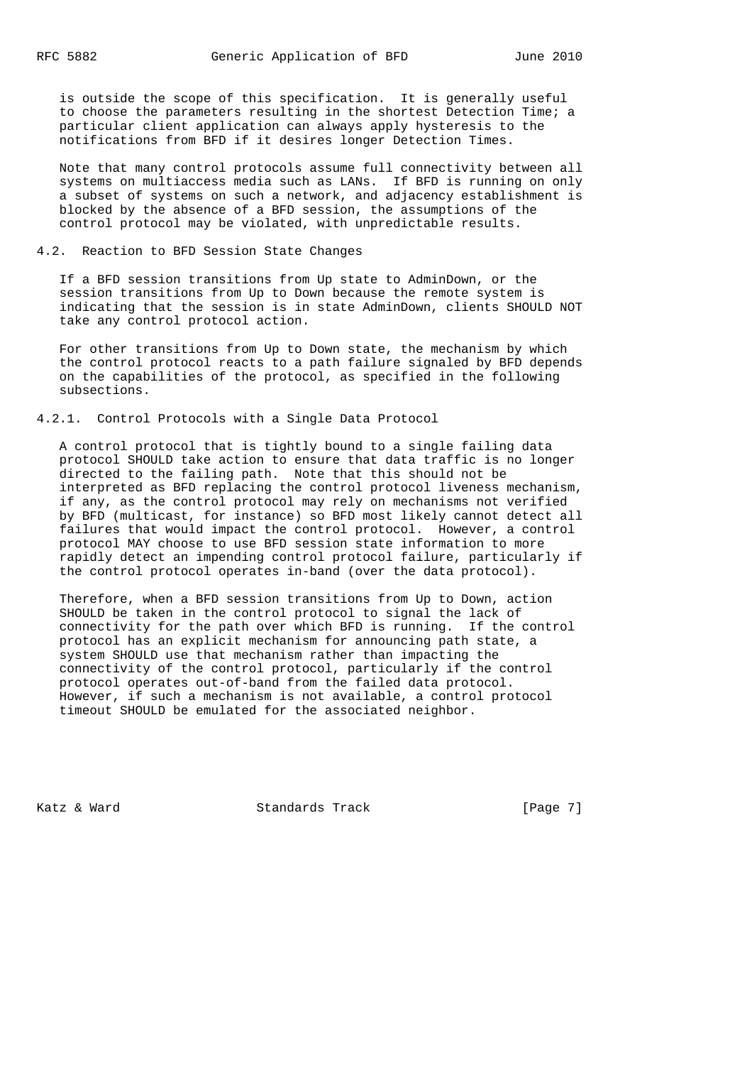is outside the scope of this specification. It is generally useful to choose the parameters resulting in the shortest Detection Time; a particular client application can always apply hysteresis to the notifications from BFD if it desires longer Detection Times.

Note that many control protocols assume full connectivity between all systems on multiaccess media such as LANs. If BFD is running on only a subset of systems on such a network, and adjacency establishment is blocked by the absence of a BFD session, the assumptions of the control protocol may be violated, with unpredictable results.

### 4.2. Reaction to BFD Session State Changes

If a BFD session transitions from Up state to AdminDown, or the session transitions from Up to Down because the remote system is indicating that the session is in state AdminDown, clients SHOULD NOT take any control protocol action.

For other transitions from Up to Down state, the mechanism by which the control protocol reacts to a path failure signaled by BFD depends on the capabilities of the protocol, as specified in the following subsections.

#### 4.2.1. Control Protocols with a Single Data Protocol

A control protocol that is tightly bound to a single failing data protocol SHOULD take action to ensure that data traffic is no longer directed to the failing path. Note that this should not be interpreted as BFD replacing the control protocol liveness mechanism, if any, as the control protocol may rely on mechanisms not verified by BFD (multicast, for instance) so BFD most likely cannot detect all failures that would impact the control protocol. However, a control protocol MAY choose to use BFD session state information to more rapidly detect an impending control protocol failure, particularly if the control protocol operates in-band (over the data protocol).

Therefore, when a BFD session transitions from Up to Down, action SHOULD be taken in the control protocol to signal the lack of connectivity for the path over which BFD is running. If the control protocol has an explicit mechanism for announcing path state, a system SHOULD use that mechanism rather than impacting the connectivity of the control protocol, particularly if the control protocol operates out-of-band from the failed data protocol. However, if such a mechanism is not available, a control protocol timeout SHOULD be emulated for the associated neighbor.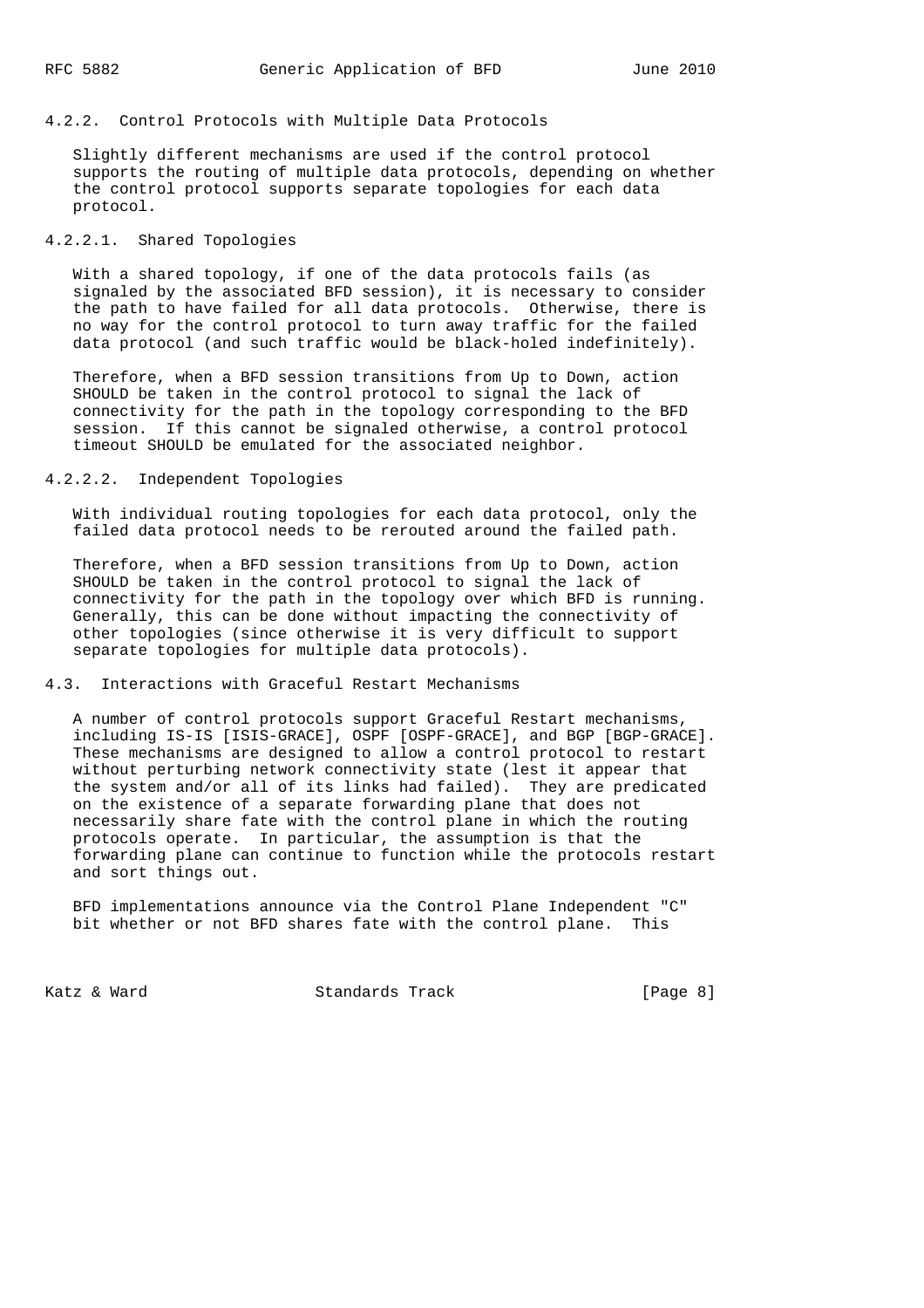#### 4.2.2. Control Protocols with Multiple Data Protocols

Slightly different mechanisms are used if the control protocol supports the routing of multiple data protocols, depending on whether the control protocol supports separate topologies for each data protocol.

##### 4.2.2.1. Shared Topologies

With a shared topology, if one of the data protocols fails (as signaled by the associated BFD session), it is necessary to consider the path to have failed for all data protocols. Otherwise, there is no way for the control protocol to turn away traffic for the failed data protocol (and such traffic would be black-holed indefinitely).

Therefore, when a BFD session transitions from Up to Down, action SHOULD be taken in the control protocol to signal the lack of connectivity for the path in the topology corresponding to the BFD session. If this cannot be signaled otherwise, a control protocol timeout SHOULD be emulated for the associated neighbor.

##### 4.2.2.2. Independent Topologies

With individual routing topologies for each data protocol, only the failed data protocol needs to be rerouted around the failed path.

Therefore, when a BFD session transitions from Up to Down, action SHOULD be taken in the control protocol to signal the lack of connectivity for the path in the topology over which BFD is running. Generally, this can be done without impacting the connectivity of other topologies (since otherwise it is very difficult to support separate topologies for multiple data protocols).

### 4.3. Interactions with Graceful Restart Mechanisms

A number of control protocols support Graceful Restart mechanisms, including IS-IS [ISIS-GRACE], OSPF [OSPF-GRACE], and BGP [BGP-GRACE]. These mechanisms are designed to allow a control protocol to restart without perturbing network connectivity state (lest it appear that the system and/or all of its links had failed). They are predicated on the existence of a separate forwarding plane that does not necessarily share fate with the control plane in which the routing protocols operate. In particular, the assumption is that the forwarding plane can continue to function while the protocols restart and sort things out.

BFD implementations announce via the Control Plane Independent "C" bit whether or not BFD shares fate with the control plane. This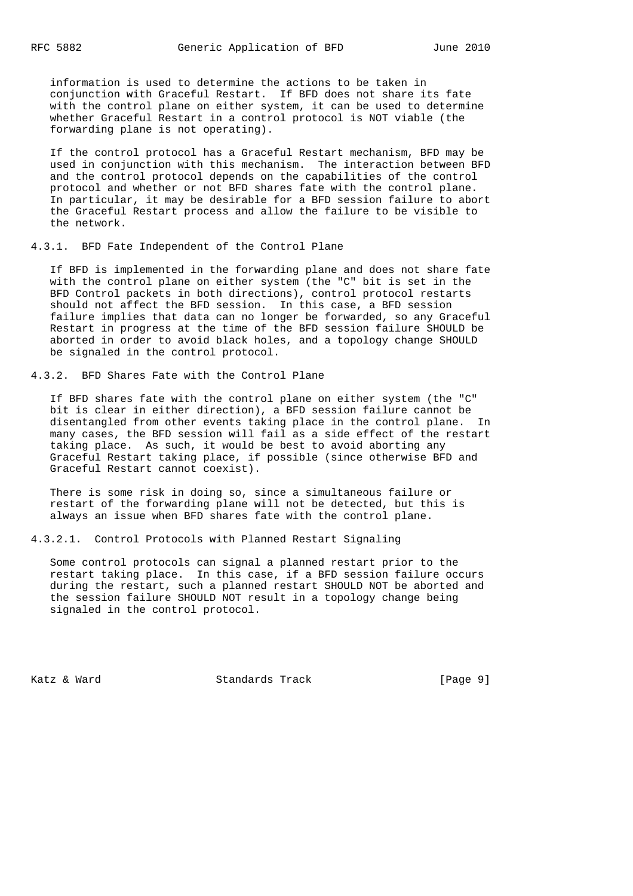information is used to determine the actions to be taken in conjunction with Graceful Restart. If BFD does not share its fate with the control plane on either system, it can be used to determine whether Graceful Restart in a control protocol is NOT viable (the forwarding plane is not operating).

If the control protocol has a Graceful Restart mechanism, BFD may be used in conjunction with this mechanism. The interaction between BFD and the control protocol depends on the capabilities of the control protocol and whether or not BFD shares fate with the control plane. In particular, it may be desirable for a BFD session failure to abort the Graceful Restart process and allow the failure to be visible to the network.

### 4.3.1. BFD Fate Independent of the Control Plane

If BFD is implemented in the forwarding plane and does not share fate with the control plane on either system (the "C" bit is set in the BFD Control packets in both directions), control protocol restarts should not affect the BFD session. In this case, a BFD session failure implies that data can no longer be forwarded, so any Graceful Restart in progress at the time of the BFD session failure SHOULD be aborted in order to avoid black holes, and a topology change SHOULD be signaled in the control protocol.

### 4.3.2. BFD Shares Fate with the Control Plane

If BFD shares fate with the control plane on either system (the "C" bit is clear in either direction), a BFD session failure cannot be disentangled from other events taking place in the control plane. In many cases, the BFD session will fail as a side effect of the restart taking place. As such, it would be best to avoid aborting any Graceful Restart taking place, if possible (since otherwise BFD and Graceful Restart cannot coexist).

There is some risk in doing so, since a simultaneous failure or restart of the forwarding plane will not be detected, but this is always an issue when BFD shares fate with the control plane.

#### 4.3.2.1. Control Protocols with Planned Restart Signaling

Some control protocols can signal a planned restart prior to the restart taking place. In this case, if a BFD session failure occurs during the restart, such a planned restart SHOULD NOT be aborted and the session failure SHOULD NOT result in a topology change being signaled in the control protocol.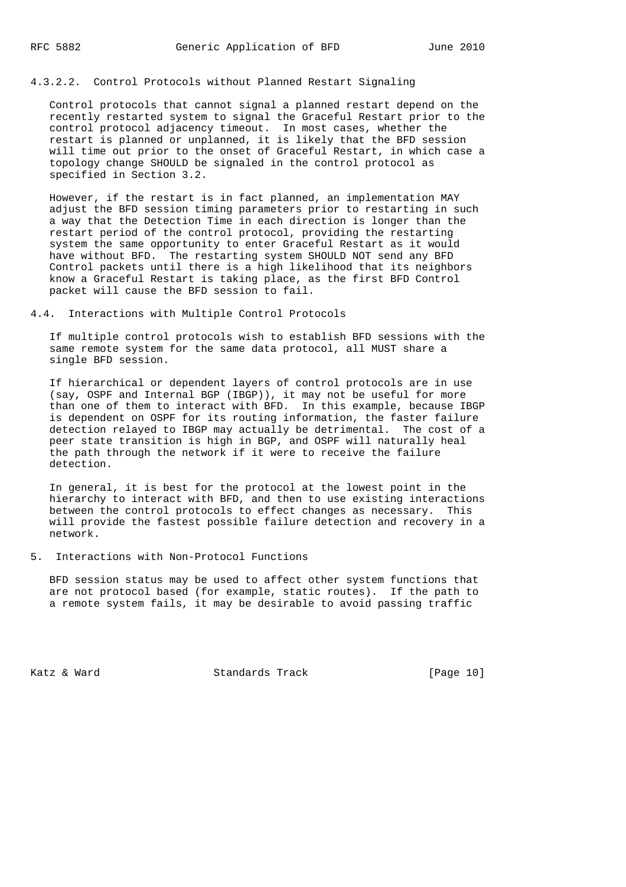#### 4.3.2.2. Control Protocols without Planned Restart Signaling

Control protocols that cannot signal a planned restart depend on the recently restarted system to signal the Graceful Restart prior to the control protocol adjacency timeout. In most cases, whether the restart is planned or unplanned, it is likely that the BFD session will time out prior to the onset of Graceful Restart, in which case a topology change SHOULD be signaled in the control protocol as specified in Section 3.2.

However, if the restart is in fact planned, an implementation MAY adjust the BFD session timing parameters prior to restarting in such a way that the Detection Time in each direction is longer than the restart period of the control protocol, providing the restarting system the same opportunity to enter Graceful Restart as it would have without BFD. The restarting system SHOULD NOT send any BFD Control packets until there is a high likelihood that its neighbors know a Graceful Restart is taking place, as the first BFD Control packet will cause the BFD session to fail.

### 4.4. Interactions with Multiple Control Protocols

If multiple control protocols wish to establish BFD sessions with the same remote system for the same data protocol, all MUST share a single BFD session.

If hierarchical or dependent layers of control protocols are in use (say, OSPF and Internal BGP (IBGP)), it may not be useful for more than one of them to interact with BFD. In this example, because IBGP is dependent on OSPF for its routing information, the faster failure detection relayed to IBGP may actually be detrimental. The cost of a peer state transition is high in BGP, and OSPF will naturally heal the path through the network if it were to receive the failure detection.

In general, it is best for the protocol at the lowest point in the hierarchy to interact with BFD, and then to use existing interactions between the control protocols to effect changes as necessary. This will provide the fastest possible failure detection and recovery in a network.

## 5. Interactions with Non-Protocol Functions

BFD session status may be used to affect other system functions that are not protocol based (for example, static routes). If the path to a remote system fails, it may be desirable to avoid passing traffic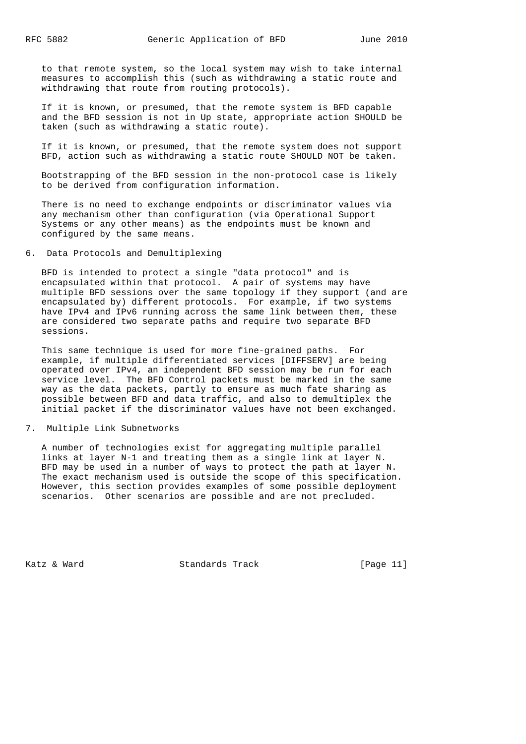to that remote system, so the local system may wish to take internal measures to accomplish this (such as withdrawing a static route and withdrawing that route from routing protocols).

If it is known, or presumed, that the remote system is BFD capable and the BFD session is not in Up state, appropriate action SHOULD be taken (such as withdrawing a static route).

If it is known, or presumed, that the remote system does not support BFD, action such as withdrawing a static route SHOULD NOT be taken.

Bootstrapping of the BFD session in the non-protocol case is likely to be derived from configuration information.

There is no need to exchange endpoints or discriminator values via any mechanism other than configuration (via Operational Support Systems or any other means) as the endpoints must be known and configured by the same means.

## 6. Data Protocols and Demultiplexing

BFD is intended to protect a single "data protocol" and is encapsulated within that protocol. A pair of systems may have multiple BFD sessions over the same topology if they support (and are encapsulated by) different protocols. For example, if two systems have IPv4 and IPv6 running across the same link between them, these are considered two separate paths and require two separate BFD sessions.

This same technique is used for more fine-grained paths. For example, if multiple differentiated services [DIFFSERV] are being operated over IPv4, an independent BFD session may be run for each service level. The BFD Control packets must be marked in the same way as the data packets, partly to ensure as much fate sharing as possible between BFD and data traffic, and also to demultiplex the initial packet if the discriminator values have not been exchanged.

## 7. Multiple Link Subnetworks

A number of technologies exist for aggregating multiple parallel links at layer N-1 and treating them as a single link at layer N. BFD may be used in a number of ways to protect the path at layer N. The exact mechanism used is outside the scope of this specification. However, this section provides examples of some possible deployment scenarios. Other scenarios are possible and are not precluded.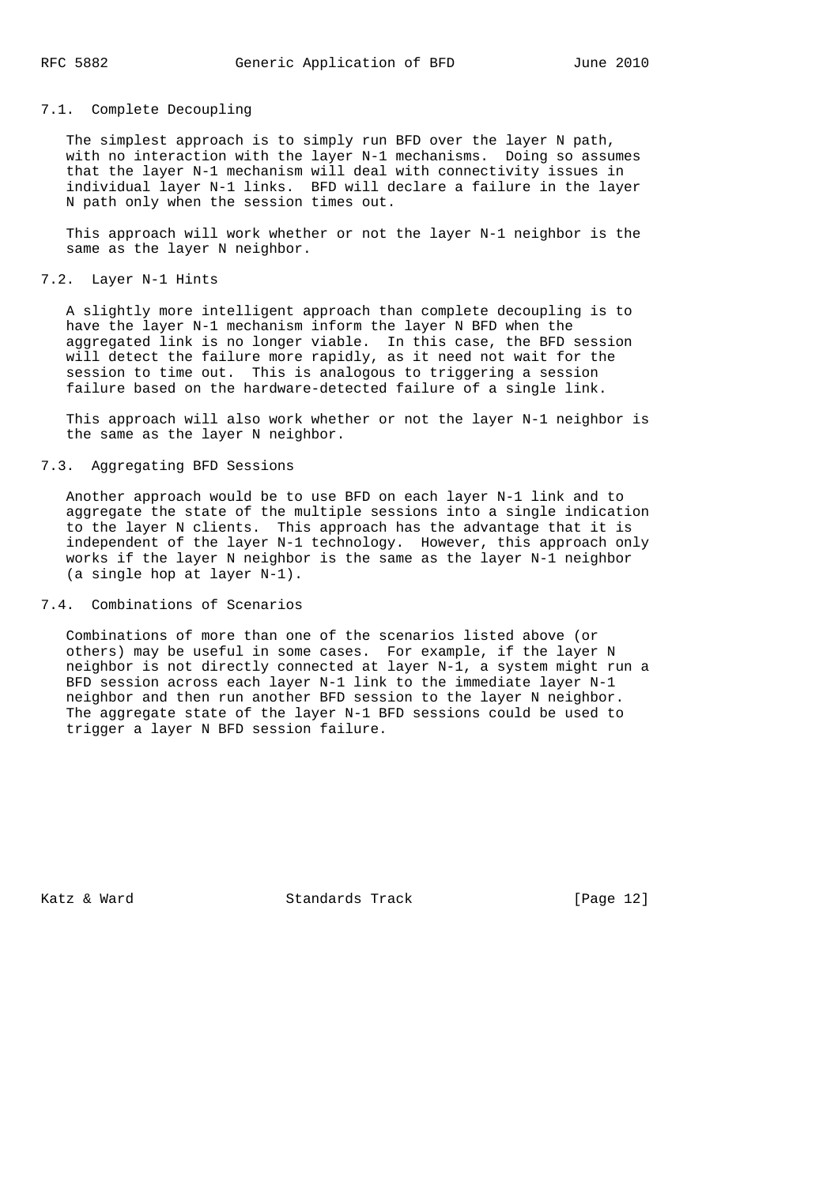### 7.1. Complete Decoupling

The simplest approach is to simply run BFD over the layer N path, with no interaction with the layer N-1 mechanisms. Doing so assumes that the layer N-1 mechanism will deal with connectivity issues in individual layer N-1 links. BFD will declare a failure in the layer N path only when the session times out.

This approach will work whether or not the layer N-1 neighbor is the same as the layer N neighbor.

### 7.2. Layer N-1 Hints

A slightly more intelligent approach than complete decoupling is to have the layer N-1 mechanism inform the layer N BFD when the aggregated link is no longer viable. In this case, the BFD session will detect the failure more rapidly, as it need not wait for the session to time out. This is analogous to triggering a session failure based on the hardware-detected failure of a single link.

This approach will also work whether or not the layer N-1 neighbor is the same as the layer N neighbor.

### 7.3. Aggregating BFD Sessions

Another approach would be to use BFD on each layer N-1 link and to aggregate the state of the multiple sessions into a single indication to the layer N clients. This approach has the advantage that it is independent of the layer N-1 technology. However, this approach only works if the layer N neighbor is the same as the layer N-1 neighbor (a single hop at layer N-1).

### 7.4. Combinations of Scenarios

Combinations of more than one of the scenarios listed above (or others) may be useful in some cases. For example, if the layer N neighbor is not directly connected at layer N-1, a system might run a BFD session across each layer N-1 link to the immediate layer N-1 neighbor and then run another BFD session to the layer N neighbor. The aggregate state of the layer N-1 BFD sessions could be used to trigger a layer N BFD session failure.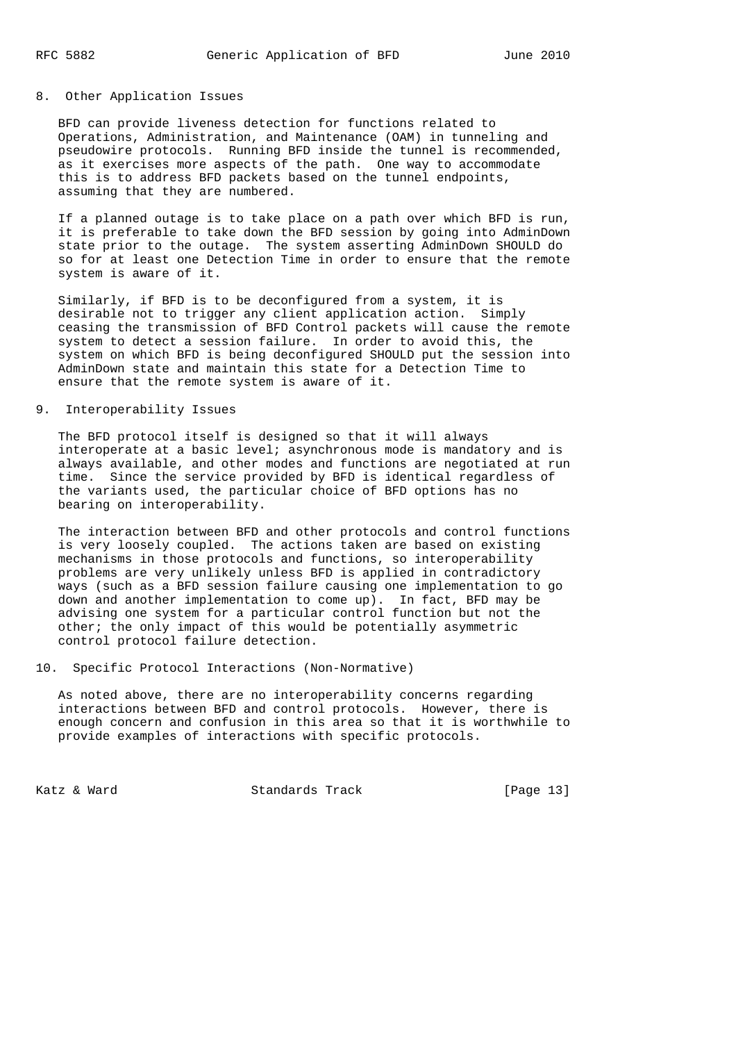## 8. Other Application Issues

BFD can provide liveness detection for functions related to Operations, Administration, and Maintenance (OAM) in tunneling and pseudowire protocols. Running BFD inside the tunnel is recommended, as it exercises more aspects of the path. One way to accommodate this is to address BFD packets based on the tunnel endpoints, assuming that they are numbered.

If a planned outage is to take place on a path over which BFD is run, it is preferable to take down the BFD session by going into AdminDown state prior to the outage. The system asserting AdminDown SHOULD do so for at least one Detection Time in order to ensure that the remote system is aware of it.

Similarly, if BFD is to be deconfigured from a system, it is desirable not to trigger any client application action. Simply ceasing the transmission of BFD Control packets will cause the remote system to detect a session failure. In order to avoid this, the system on which BFD is being deconfigured SHOULD put the session into AdminDown state and maintain this state for a Detection Time to ensure that the remote system is aware of it.

## 9. Interoperability Issues

The BFD protocol itself is designed so that it will always interoperate at a basic level; asynchronous mode is mandatory and is always available, and other modes and functions are negotiated at run time. Since the service provided by BFD is identical regardless of the variants used, the particular choice of BFD options has no bearing on interoperability.

The interaction between BFD and other protocols and control functions is very loosely coupled. The actions taken are based on existing mechanisms in those protocols and functions, so interoperability problems are very unlikely unless BFD is applied in contradictory ways (such as a BFD session failure causing one implementation to go down and another implementation to come up). In fact, BFD may be advising one system for a particular control function but not the other; the only impact of this would be potentially asymmetric control protocol failure detection.

## 10. Specific Protocol Interactions (Non-Normative)

As noted above, there are no interoperability concerns regarding interactions between BFD and control protocols. However, there is enough concern and confusion in this area so that it is worthwhile to provide examples of interactions with specific protocols.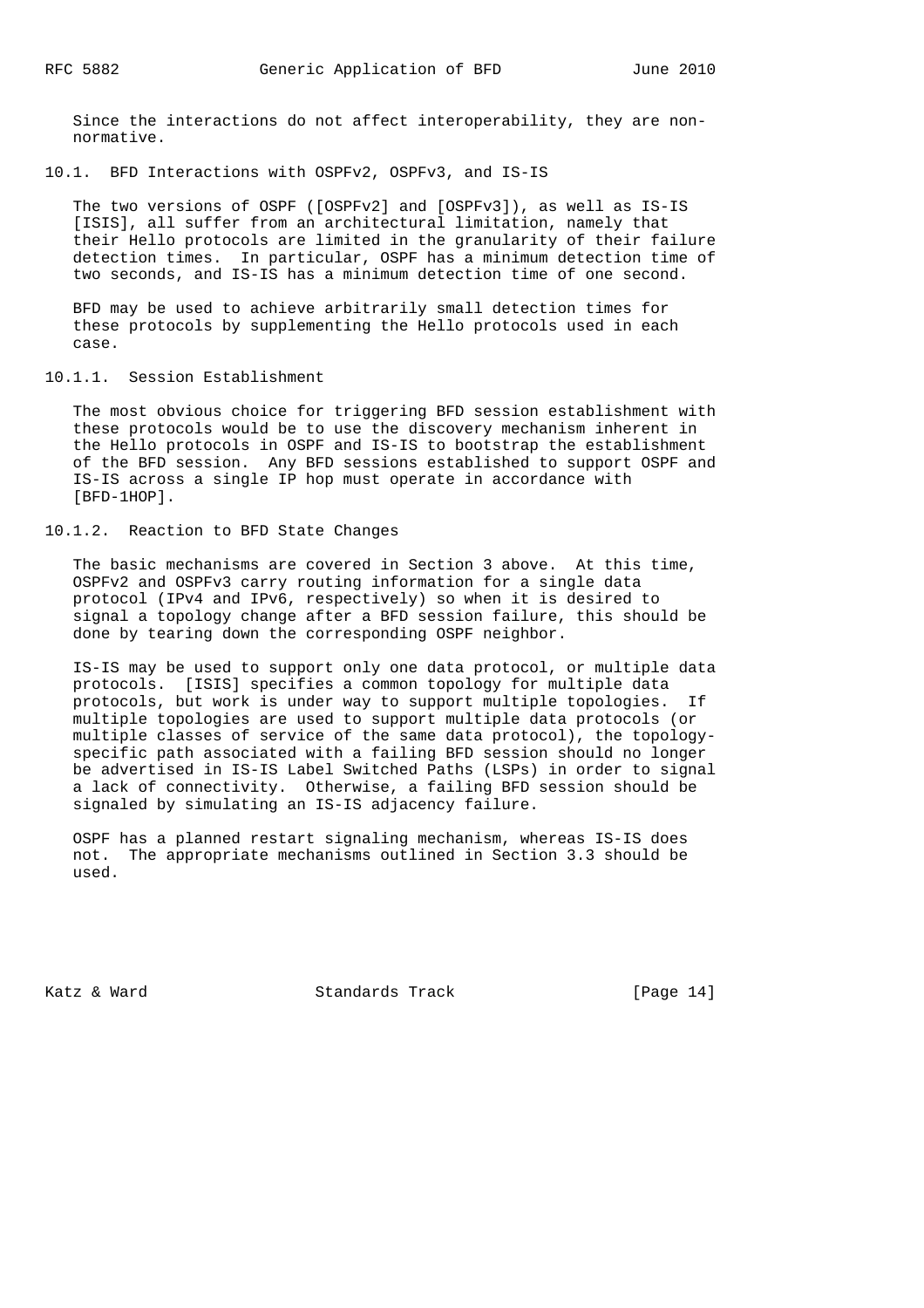Since the interactions do not affect interoperability, they are non-normative.

### 10.1. BFD Interactions with OSPFv2, OSPFv3, and IS-IS

The two versions of OSPF ([OSPFv2] and [OSPFv3]), as well as IS-IS [ISIS], all suffer from an architectural limitation, namely that their Hello protocols are limited in the granularity of their failure detection times. In particular, OSPF has a minimum detection time of two seconds, and IS-IS has a minimum detection time of one second.

BFD may be used to achieve arbitrarily small detection times for these protocols by supplementing the Hello protocols used in each case.

#### 10.1.1. Session Establishment

The most obvious choice for triggering BFD session establishment with these protocols would be to use the discovery mechanism inherent in the Hello protocols in OSPF and IS-IS to bootstrap the establishment of the BFD session. Any BFD sessions established to support OSPF and IS-IS across a single IP hop must operate in accordance with [BFD-1HOP].

#### 10.1.2. Reaction to BFD State Changes

The basic mechanisms are covered in Section 3 above. At this time, OSPFv2 and OSPFv3 carry routing information for a single data protocol (IPv4 and IPv6, respectively) so when it is desired to signal a topology change after a BFD session failure, this should be done by tearing down the corresponding OSPF neighbor.

IS-IS may be used to support only one data protocol, or multiple data protocols. [ISIS] specifies a common topology for multiple data protocols, but work is under way to support multiple topologies. If multiple topologies are used to support multiple data protocols (or multiple classes of service of the same data protocol), the topology-specific path associated with a failing BFD session should no longer be advertised in IS-IS Label Switched Paths (LSPs) in order to signal a lack of connectivity. Otherwise, a failing BFD session should be signaled by simulating an IS-IS adjacency failure.

OSPF has a planned restart signaling mechanism, whereas IS-IS does not. The appropriate mechanisms outlined in Section 3.3 should be used.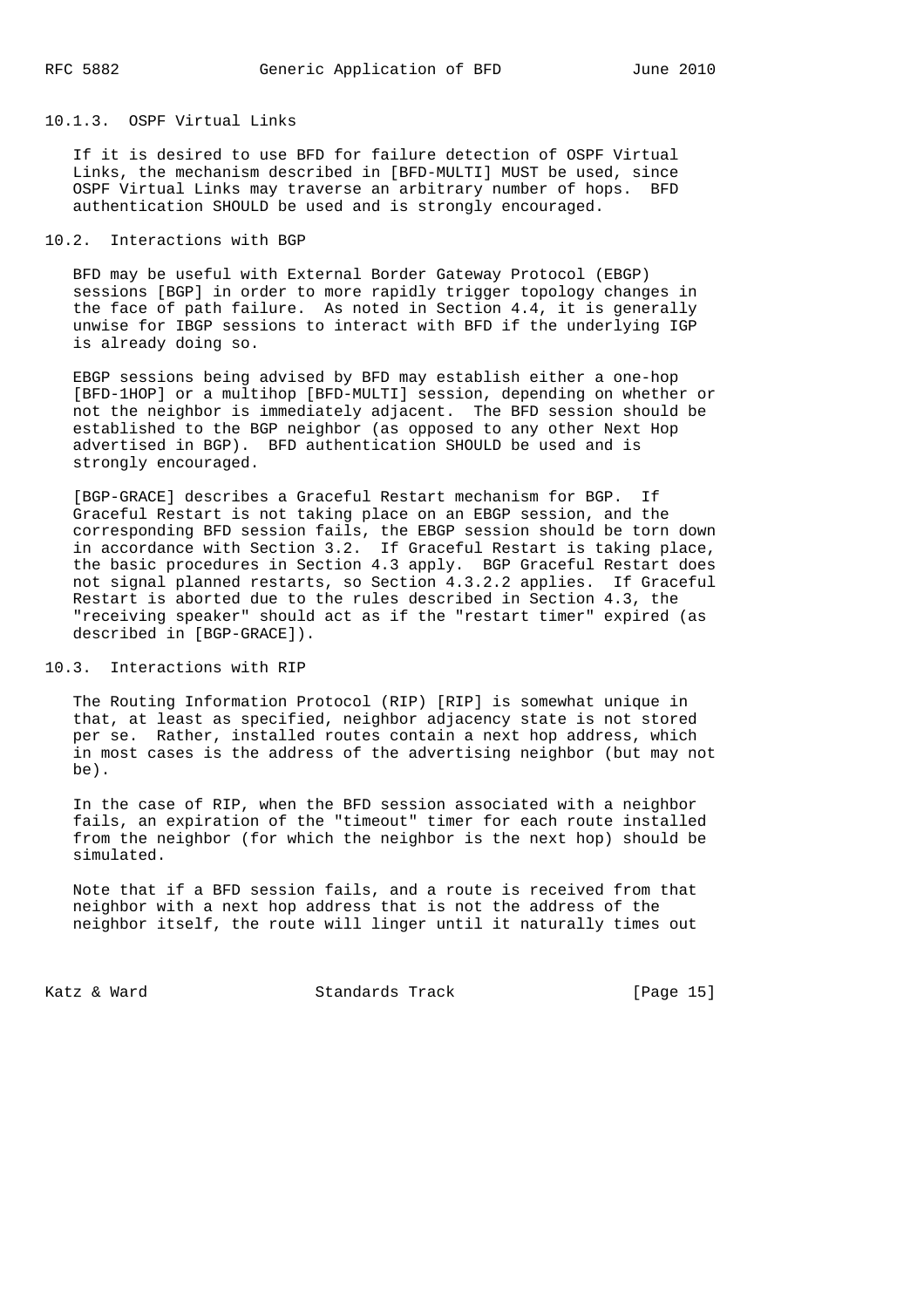### 10.1.3. OSPF Virtual Links

If it is desired to use BFD for failure detection of OSPF Virtual Links, the mechanism described in [BFD-MULTI] MUST be used, since OSPF Virtual Links may traverse an arbitrary number of hops. BFD authentication SHOULD be used and is strongly encouraged.

## 10.2. Interactions with BGP

BFD may be useful with External Border Gateway Protocol (EBGP) sessions [BGP] in order to more rapidly trigger topology changes in the face of path failure. As noted in Section 4.4, it is generally unwise for IBGP sessions to interact with BFD if the underlying IGP is already doing so.

EBGP sessions being advised by BFD may establish either a one-hop [BFD-1HOP] or a multihop [BFD-MULTI] session, depending on whether or not the neighbor is immediately adjacent. The BFD session should be established to the BGP neighbor (as opposed to any other Next Hop advertised in BGP). BFD authentication SHOULD be used and is strongly encouraged.

[BGP-GRACE] describes a Graceful Restart mechanism for BGP. If Graceful Restart is not taking place on an EBGP session, and the corresponding BFD session fails, the EBGP session should be torn down in accordance with Section 3.2. If Graceful Restart is taking place, the basic procedures in Section 4.3 apply. BGP Graceful Restart does not signal planned restarts, so Section 4.3.2.2 applies. If Graceful Restart is aborted due to the rules described in Section 4.3, the "receiving speaker" should act as if the "restart timer" expired (as described in [BGP-GRACE]).

## 10.3. Interactions with RIP

The Routing Information Protocol (RIP) [RIP] is somewhat unique in that, at least as specified, neighbor adjacency state is not stored per se. Rather, installed routes contain a next hop address, which in most cases is the address of the advertising neighbor (but may not be).

In the case of RIP, when the BFD session associated with a neighbor fails, an expiration of the "timeout" timer for each route installed from the neighbor (for which the neighbor is the next hop) should be simulated.

Note that if a BFD session fails, and a route is received from that neighbor with a next hop address that is not the address of the neighbor itself, the route will linger until it naturally times out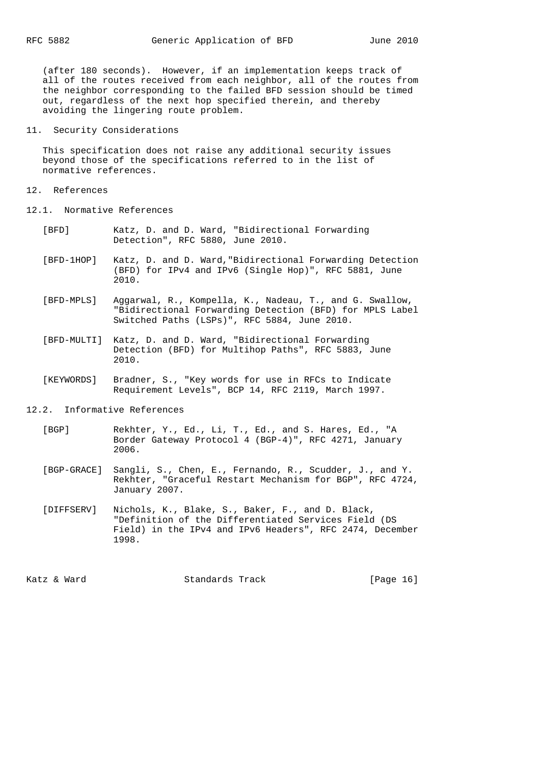(after 180 seconds). However, if an implementation keeps track of all of the routes received from each neighbor, all of the routes from the neighbor corresponding to the failed BFD session should be timed out, regardless of the next hop specified therein, and thereby avoiding the lingering route problem.

## 11. Security Considerations

This specification does not raise any additional security issues beyond those of the specifications referred to in the list of normative references.

## 12. References

### 12.1. Normative References

[BFD] Katz, D. and D. Ward, "Bidirectional Forwarding Detection", RFC 5880, June 2010.

[BFD-1HOP] Katz, D. and D. Ward,"Bidirectional Forwarding Detection (BFD) for IPv4 and IPv6 (Single Hop)", RFC 5881, June 2010.

[BFD-MPLS] Aggarwal, R., Kompella, K., Nadeau, T., and G. Swallow, "Bidirectional Forwarding Detection (BFD) for MPLS Label Switched Paths (LSPs)", RFC 5884, June 2010.

[BFD-MULTI] Katz, D. and D. Ward, "Bidirectional Forwarding Detection (BFD) for Multihop Paths", RFC 5883, June 2010.

[KEYWORDS] Bradner, S., "Key words for use in RFCs to Indicate Requirement Levels", BCP 14, RFC 2119, March 1997.

### 12.2. Informative References

[BGP] Rekhter, Y., Ed., Li, T., Ed., and S. Hares, Ed., "A Border Gateway Protocol 4 (BGP-4)", RFC 4271, January 2006.

[BGP-GRACE] Sangli, S., Chen, E., Fernando, R., Scudder, J., and Y. Rekhter, "Graceful Restart Mechanism for BGP", RFC 4724, January 2007.

[DIFFSERV] Nichols, K., Blake, S., Baker, F., and D. Black, "Definition of the Differentiated Services Field (DS Field) in the IPv4 and IPv6 Headers", RFC 2474, December 1998.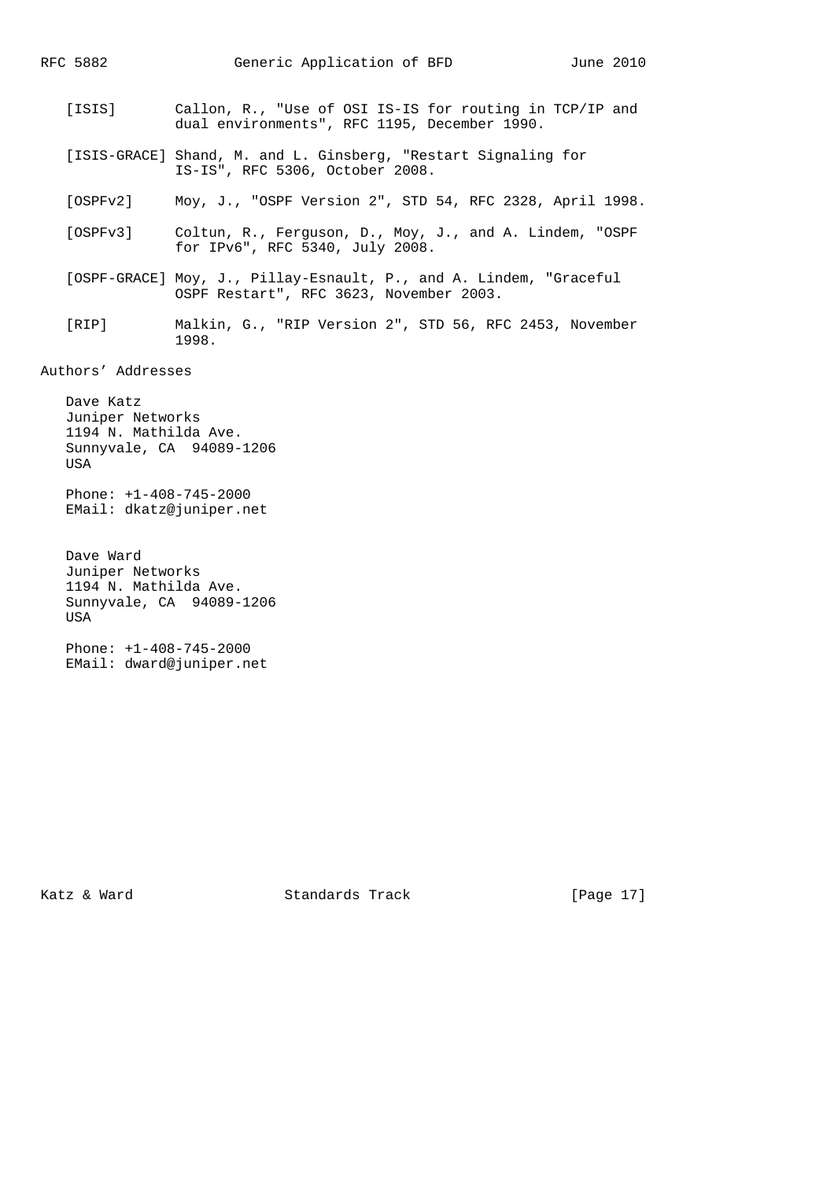[ISIS] Callon, R., "Use of OSI IS-IS for routing in TCP/IP and dual environments", RFC 1195, December 1990.

[ISIS-GRACE] Shand, M. and L. Ginsberg, "Restart Signaling for IS-IS", RFC 5306, October 2008.

[OSPFv2] Moy, J., "OSPF Version 2", STD 54, RFC 2328, April 1998.

[OSPFv3] Coltun, R., Ferguson, D., Moy, J., and A. Lindem, "OSPF for IPv6", RFC 5340, July 2008.

[OSPF-GRACE] Moy, J., Pillay-Esnault, P., and A. Lindem, "Graceful OSPF Restart", RFC 3623, November 2003.

[RIP] Malkin, G., "RIP Version 2", STD 56, RFC 2453, November 1998.

## Authors' Addresses

Dave Katz
Juniper Networks
1194 N. Mathilda Ave.
Sunnyvale, CA 94089-1206
USA

Phone: +1-408-745-2000
EMail: dkatz@juniper.net

Dave Ward
Juniper Networks
1194 N. Mathilda Ave.
Sunnyvale, CA 94089-1206
USA

Phone: +1-408-745-2000
EMail: dward@juniper.net